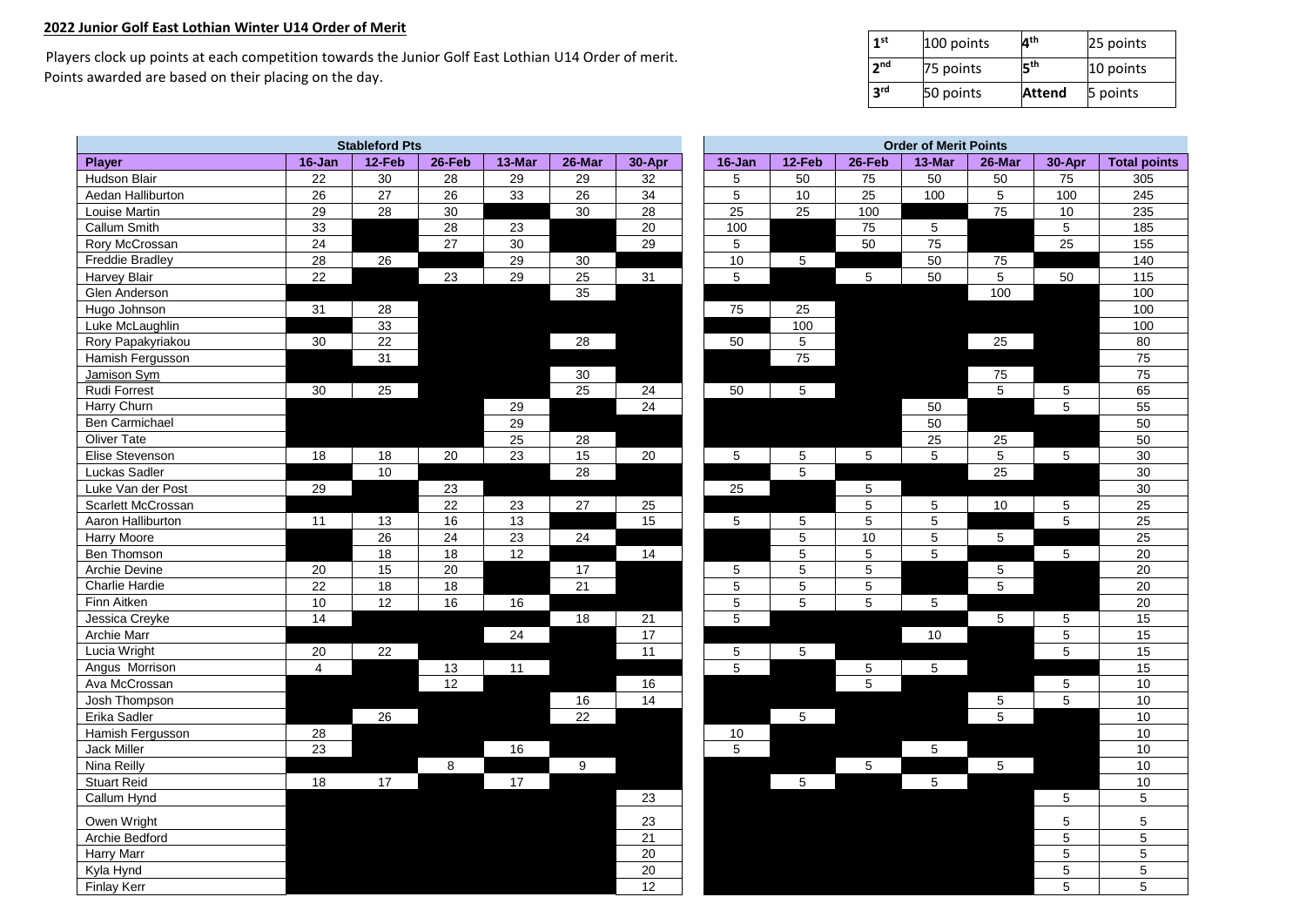**2022 Junior Golf East Lothian Winter U14 Order of Merit**

Players clock up points at each competition towards the Junior Golf East Lothian U14 Order of merit.
Points awarded are based on their placing on the day.

| 1st | 100 points | 4th | 25 points |
|---|---|---|---|
| 2nd | 75 points | 5th | 10 points |
| 3rd | 50 points | **Attend** | 5 points |

| | Stableford Pts | | | | | | Order of Merit Points | | | | | | |
|---|---|---|---|---|---|---|---|---|---|---|---|---|---|
| **Player** | **16-Jan** | **12-Feb** | **26-Feb** | **13-Mar** | **26-Mar** | **30-Apr** | **16-Jan** | **12-Feb** | **26-Feb** | **13-Mar** | **26-Mar** | **30-Apr** | **Total points** |
| Hudson Blair | 22 | 30 | 28 | 29 | 29 | 32 | 5 | 50 | 75 | 50 | 50 | 75 | 305 |
| Aedan Halliburton | 26 | 27 | 26 | 33 | 26 | 34 | 5 | 10 | 25 | 100 | 5 | 100 | 245 |
| Louise Martin | 29 | 28 | 30 | | 30 | 28 | 25 | 25 | 100 | | 75 | 10 | 235 |
| Callum Smith | 33 | | 28 | 23 | | 20 | 100 | | 75 | 5 | | 5 | 185 |
| Rory McCrossan | 24 | | 27 | 30 | | 29 | 5 | | 50 | 75 | | 25 | 155 |
| Freddie Bradley | 28 | 26 | | 29 | 30 | | 10 | 5 | | 50 | 75 | | 140 |
| Harvey Blair | 22 | | 23 | 29 | 25 | 31 | 5 | | 5 | 50 | 5 | 50 | 115 |
| Glen Anderson | | | | | 35 | | | | | | 100 | | 100 |
| Hugo Johnson | 31 | 28 | | | | | 75 | 25 | | | | | 100 |
| Luke McLaughlin | | 33 | | | | | | 100 | | | | | 100 |
| Rory Papakyriakou | 30 | 22 | | | 28 | | 50 | 5 | | | 25 | | 80 |
| Hamish Fergusson | | 31 | | | | | | 75 | | | | | 75 |
| Jamison Sym | | | | | 30 | | | | | | 75 | | 75 |
| Rudi Forrest | 30 | 25 | | | 25 | 24 | 50 | 5 | | | 5 | 5 | 65 |
| Harry Churn | | | | 29 | | 24 | | | | 50 | | 5 | 55 |
| Ben Carmichael | | | | 29 | | | | | | 50 | | | 50 |
| Oliver Tate | | | | 25 | 28 | | | | | 25 | 25 | | 50 |
| Elise Stevenson | 18 | 18 | 20 | 23 | 15 | 20 | 5 | 5 | 5 | 5 | 5 | 5 | 30 |
| Luckas Sadler | | 10 | | | 28 | | | 5 | | | 25 | | 30 |
| Luke Van der Post | 29 | | 23 | | | | 25 | | 5 | | | | 30 |
| Scarlett McCrossan | | | 22 | 23 | 27 | 25 | | | 5 | 5 | 10 | 5 | 25 |
| Aaron Halliburton | 11 | 13 | 16 | 13 | | 15 | 5 | 5 | 5 | 5 | | 5 | 25 |
| Harry Moore | | 26 | 24 | 23 | 24 | | | 5 | 10 | 5 | 5 | | 25 |
| Ben Thomson | | 18 | 18 | 12 | | 14 | | 5 | 5 | 5 | | 5 | 20 |
| Archie Devine | 20 | 15 | 20 | | 17 | | 5 | 5 | 5 | | 5 | | 20 |
| Charlie Hardie | 22 | 18 | 18 | | 21 | | 5 | 5 | 5 | | 5 | | 20 |
| Finn Aitken | 10 | 12 | 16 | 16 | | | 5 | 5 | 5 | 5 | | | 20 |
| Jessica Creyke | 14 | | | | 18 | 21 | 5 | | | | 5 | 5 | 15 |
| Archie Marr | | | | 24 | | 17 | | | | 10 | | 5 | 15 |
| Lucia Wright | 20 | 22 | | | | 11 | 5 | 5 | | | | 5 | 15 |
| Angus Morrison | 4 | | 13 | 11 | | | 5 | | 5 | 5 | | | 15 |
| Ava McCrossan | | | 12 | | | 16 | | | 5 | | | 5 | 10 |
| Josh Thompson | | | | | 16 | 14 | | | | | 5 | 5 | 10 |
| Erika Sadler | | 26 | | | 22 | | | 5 | | | 5 | | 10 |
| Hamish Ferguson | 28 | | | | | | 10 | | | | | | 10 |
| Jack Miller | 23 | | | 16 | | | 5 | | | 5 | | | 10 |
| Nina Reilly | | | 8 | | 9 | | | | 5 | | 5 | | 10 |
| Stuart Reid | 18 | 17 | | 17 | | | | 5 | | 5 | | | 10 |
| Callum Hynd | | | | | | 23 | | | | | | 5 | 5 |
| Owen Wright | | | | | | 23 | | | | | | 5 | 5 |
| Archie Bedford | | | | | | 21 | | | | | | 5 | 5 |
| Harry Marr | | | | | | 20 | | | | | | 5 | 5 |
| Kyla Hynd | | | | | | 20 | | | | | | 5 | 5 |
| Finlay Kerr | | | | | | 12 | | | | | | 5 | 5 |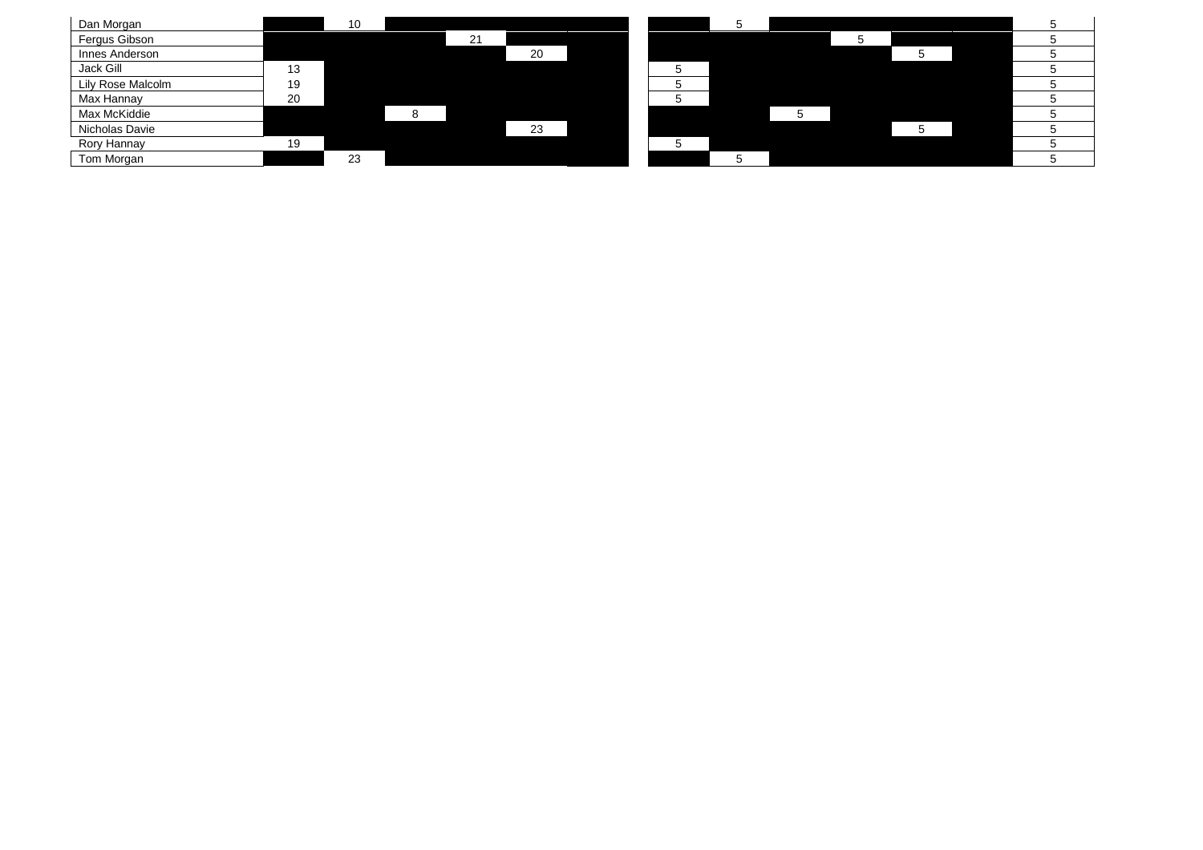| | | | | | | | | | | | | | |
|---|---|---|---|---|---|---|---|---|---|---|---|---|---|
| Dan Morgan | | 10 | | | | | | 5 | | | | | 5 |
| Fergus Gibson | | | | 21 | | | | | | 5 | | | 5 |
| Innes Anderson | | | | | 20 | | | | | | 5 | | 5 |
| Jack Gill | 13 | | | | | | 5 | | | | | | 5 |
| Lily Rose Malcolm | 19 | | | | | | 5 | | | | | | 5 |
| Max Hannay | 20 | | | | | | 5 | | | | | | 5 |
| Max McKiddie | | | 8 | | | | | | 5 | | | | 5 |
| Nicholas Davie | | | | | 23 | | | | | | 5 | | 5 |
| Rory Hannay | 19 | | | | | | 5 | | | | | | 5 |
| Tom Morgan | | 23 | | | | | | 5 | | | | | 5 |